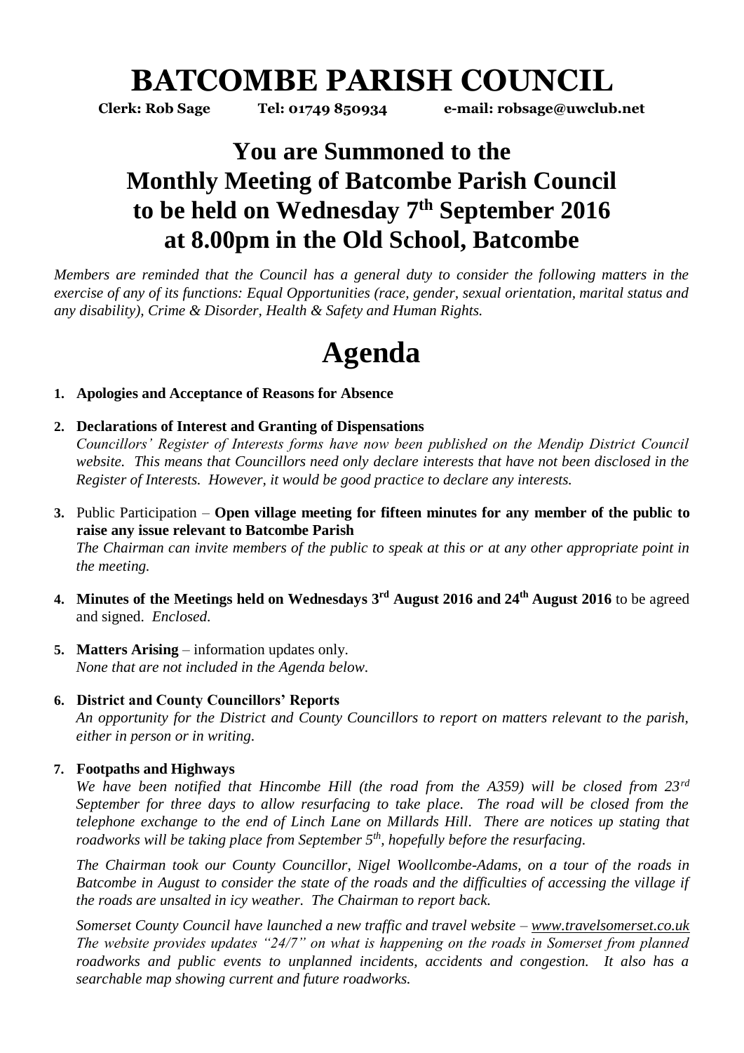# BATCOMBE PARISH COUNCIL

**Clerk: Rob Sage Tel: 01749 850934 e-mail: robsage@uwclub.net**

## You are Summoned to the Monthly Meeting of Batcombe Parish Council to be held on Wednesday 7th September 2016 at 8.00pm in the Old School, Batcombe

*Members are reminded that the Council has a general duty to consider the following matters in the exercise of any of its functions: Equal Opportunities (race, gender, sexual orientation, marital status and any disability), Crime & Disorder, Health & Safety and Human Rights.*

# Agenda

1. **Apologies and Acceptance of Reasons for Absence**

2. **Declarations of Interest and Granting of Dispensations**
   *Councillors' Register of Interests forms have now been published on the Mendip District Council website. This means that Councillors need only declare interests that have not been disclosed in the Register of Interests. However, it would be good practice to declare any interests.*

3. Public Participation – **Open village meeting for fifteen minutes for any member of the public to raise any issue relevant to Batcombe Parish**
   *The Chairman can invite members of the public to speak at this or at any other appropriate point in the meeting.*

4. **Minutes of the Meetings held on Wednesdays 3rd August 2016 and 24th August 2016** to be agreed and signed. *Enclosed.*

5. **Matters Arising** – information updates only.
   *None that are not included in the Agenda below.*

6. **District and County Councillors' Reports**
   *An opportunity for the District and County Councillors to report on matters relevant to the parish, either in person or in writing.*

7. **Footpaths and Highways**
   *We have been notified that Hincombe Hill (the road from the A359) will be closed from 23rd September for three days to allow resurfacing to take place. The road will be closed from the telephone exchange to the end of Linch Lane on Millards Hill. There are notices up stating that roadworks will be taking place from September 5th, hopefully before the resurfacing.*

   *The Chairman took our County Councillor, Nigel Woollcombe-Adams, on a tour of the roads in Batcombe in August to consider the state of the roads and the difficulties of accessing the village if the roads are unsalted in icy weather. The Chairman to report back.*

   *Somerset County Council have launched a new traffic and travel website – www.travelsomerset.co.uk The website provides updates "24/7" on what is happening on the roads in Somerset from planned roadworks and public events to unplanned incidents, accidents and congestion. It also has a searchable map showing current and future roadworks.*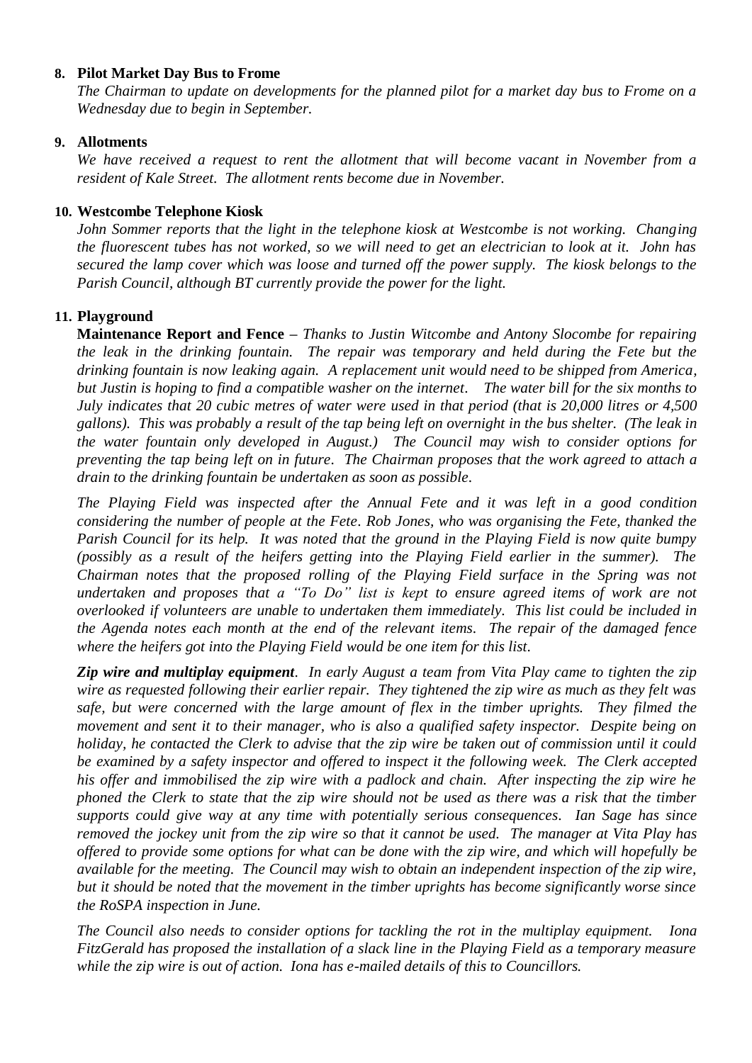**8. Pilot Market Day Bus to Frome**

*The Chairman to update on developments for the planned pilot for a market day bus to Frome on a Wednesday due to begin in September.*

**9. Allotments**

*We have received a request to rent the allotment that will become vacant in November from a resident of Kale Street. The allotment rents become due in November.*

**10. Westcombe Telephone Kiosk**

*John Sommer reports that the light in the telephone kiosk at Westcombe is not working. Changing the fluorescent tubes has not worked, so we will need to get an electrician to look at it. John has secured the lamp cover which was loose and turned off the power supply. The kiosk belongs to the Parish Council, although BT currently provide the power for the light.*

**11. Playground**

**Maintenance Report and Fence –** *Thanks to Justin Witcombe and Antony Slocombe for repairing the leak in the drinking fountain. The repair was temporary and held during the Fete but the drinking fountain is now leaking again. A replacement unit would need to be shipped from America, but Justin is hoping to find a compatible washer on the internet. The water bill for the six months to July indicates that 20 cubic metres of water were used in that period (that is 20,000 litres or 4,500 gallons). This was probably a result of the tap being left on overnight in the bus shelter. (The leak in the water fountain only developed in August.) The Council may wish to consider options for preventing the tap being left on in future. The Chairman proposes that the work agreed to attach a drain to the drinking fountain be undertaken as soon as possible.*

*The Playing Field was inspected after the Annual Fete and it was left in a good condition considering the number of people at the Fete. Rob Jones, who was organising the Fete, thanked the Parish Council for its help. It was noted that the ground in the Playing Field is now quite bumpy (possibly as a result of the heifers getting into the Playing Field earlier in the summer). The Chairman notes that the proposed rolling of the Playing Field surface in the Spring was not undertaken and proposes that a "To Do" list is kept to ensure agreed items of work are not overlooked if volunteers are unable to undertake them immediately. This list could be included in the Agenda notes each month at the end of the relevant items. The repair of the damaged fence where the heifers got into the Playing Field would be one item for this list.*

***Zip wire and multiplay equipment****. In early August a team from Vita Play came to tighten the zip wire as requested following their earlier repair. They tightened the zip wire as much as they felt was safe, but were concerned with the large amount of flex in the timber uprights. They filmed the movement and sent it to their manager, who is also a qualified safety inspector. Despite being on holiday, he contacted the Clerk to advise that the zip wire be taken out of commission until it could be examined by a safety inspector and offered to inspect it the following week. The Clerk accepted his offer and immobilised the zip wire with a padlock and chain. After inspecting the zip wire he phoned the Clerk to state that the zip wire should not be used as there was a risk that the timber supports could give way at any time with potentially serious consequences. Ian Sage has since removed the jockey unit from the zip wire so that it cannot be used. The manager at Vita Play has offered to provide some options for what can be done with the zip wire, and which will hopefully be available for the meeting. The Council may wish to obtain an independent inspection of the zip wire, but it should be noted that the movement in the timber uprights has become significantly worse since the RoSPA inspection in June.*

*The Council also needs to consider options for tackling the rot in the multiplay equipment. Iona FitzGerald has proposed the installation of a slack line in the Playing Field as a temporary measure while the zip wire is out of action. Iona has e-mailed details of this to Councillors.*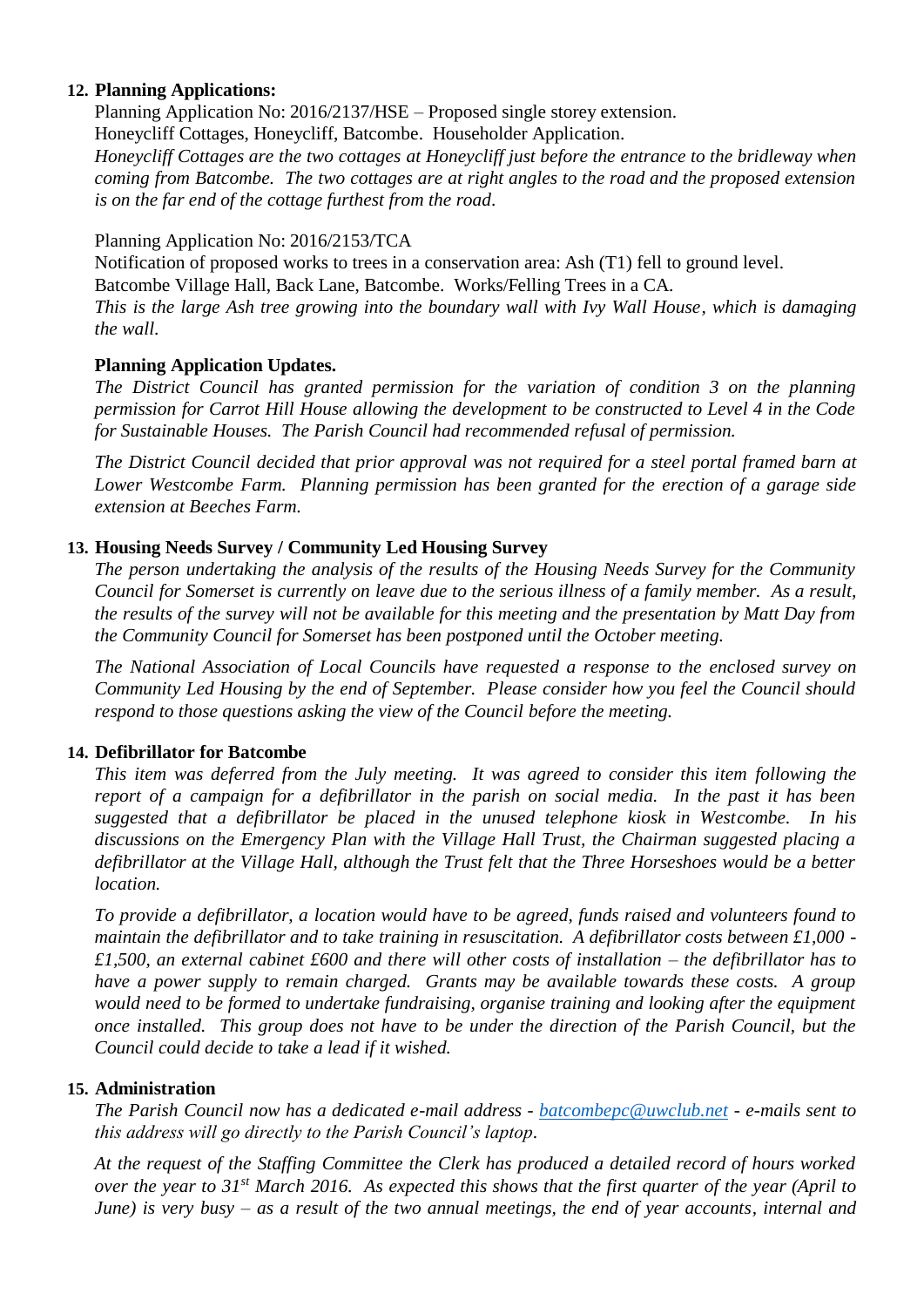**12. Planning Applications:**

Planning Application No: 2016/2137/HSE – Proposed single storey extension.
Honeycliff Cottages, Honeycliff, Batcombe. Householder Application.
*Honeycliff Cottages are the two cottages at Honeycliff just before the entrance to the bridleway when coming from Batcombe. The two cottages are at right angles to the road and the proposed extension is on the far end of the cottage furthest from the road.*

Planning Application No: 2016/2153/TCA
Notification of proposed works to trees in a conservation area: Ash (T1) fell to ground level.
Batcombe Village Hall, Back Lane, Batcombe. Works/Felling Trees in a CA.
*This is the large Ash tree growing into the boundary wall with Ivy Wall House, which is damaging the wall.*

**Planning Application Updates.**

*The District Council has granted permission for the variation of condition 3 on the planning permission for Carrot Hill House allowing the development to be constructed to Level 4 in the Code for Sustainable Houses. The Parish Council had recommended refusal of permission.*

*The District Council decided that prior approval was not required for a steel portal framed barn at Lower Westcombe Farm. Planning permission has been granted for the erection of a garage side extension at Beeches Farm.*

**13. Housing Needs Survey / Community Led Housing Survey**

*The person undertaking the analysis of the results of the Housing Needs Survey for the Community Council for Somerset is currently on leave due to the serious illness of a family member. As a result, the results of the survey will not be available for this meeting and the presentation by Matt Day from the Community Council for Somerset has been postponed until the October meeting.*

*The National Association of Local Councils have requested a response to the enclosed survey on Community Led Housing by the end of September. Please consider how you feel the Council should respond to those questions asking the view of the Council before the meeting.*

**14. Defibrillator for Batcombe**

*This item was deferred from the July meeting. It was agreed to consider this item following the report of a campaign for a defibrillator in the parish on social media. In the past it has been suggested that a defibrillator be placed in the unused telephone kiosk in Westcombe. In his discussions on the Emergency Plan with the Village Hall Trust, the Chairman suggested placing a defibrillator at the Village Hall, although the Trust felt that the Three Horseshoes would be a better location.*

*To provide a defibrillator, a location would have to be agreed, funds raised and volunteers found to maintain the defibrillator and to take training in resuscitation. A defibrillator costs between £1,000 - £1,500, an external cabinet £600 and there will other costs of installation – the defibrillator has to have a power supply to remain charged. Grants may be available towards these costs. A group would need to be formed to undertake fundraising, organise training and looking after the equipment once installed. This group does not have to be under the direction of the Parish Council, but the Council could decide to take a lead if it wished.*

**15. Administration**

*The Parish Council now has a dedicated e-mail address - [batcombepc@uwclub.net](mailto:batcombepc@uwclub.net) - e-mails sent to this address will go directly to the Parish Council's laptop.*

*At the request of the Staffing Committee the Clerk has produced a detailed record of hours worked over the year to 31st March 2016. As expected this shows that the first quarter of the year (April to June) is very busy – as a result of the two annual meetings, the end of year accounts, internal and*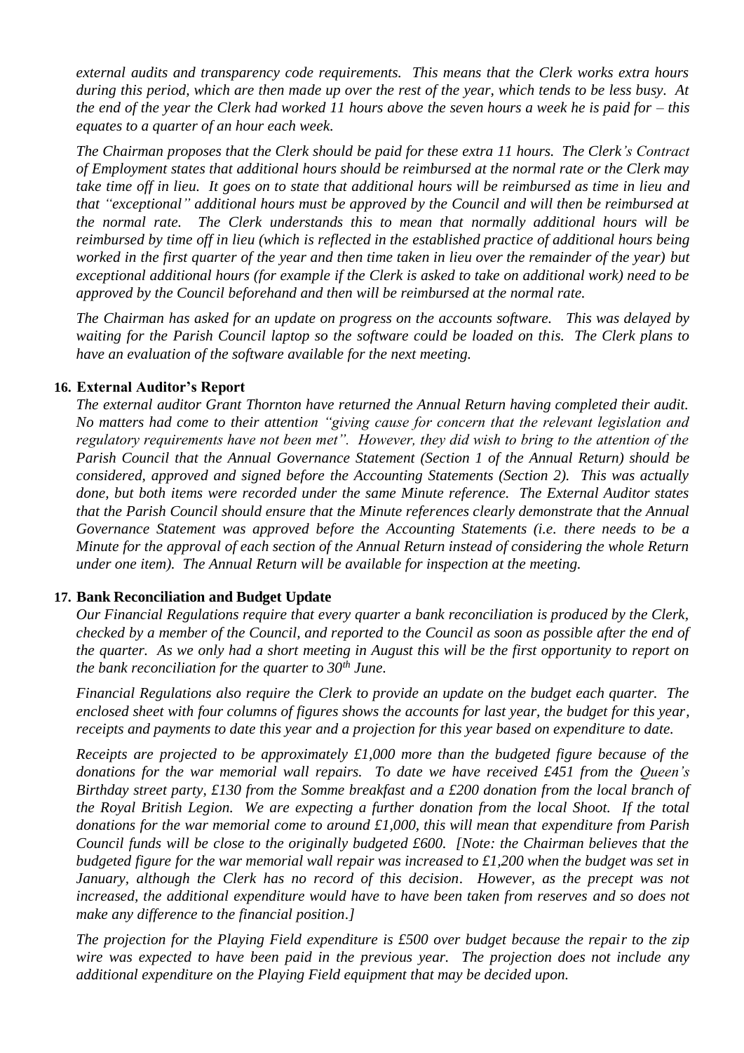*external audits and transparency code requirements. This means that the Clerk works extra hours during this period, which are then made up over the rest of the year, which tends to be less busy. At the end of the year the Clerk had worked 11 hours above the seven hours a week he is paid for – this equates to a quarter of an hour each week.*

*The Chairman proposes that the Clerk should be paid for these extra 11 hours. The Clerk's Contract of Employment states that additional hours should be reimbursed at the normal rate or the Clerk may take time off in lieu. It goes on to state that additional hours will be reimbursed as time in lieu and that "exceptional" additional hours must be approved by the Council and will then be reimbursed at the normal rate. The Clerk understands this to mean that normally additional hours will be reimbursed by time off in lieu (which is reflected in the established practice of additional hours being worked in the first quarter of the year and then time taken in lieu over the remainder of the year) but exceptional additional hours (for example if the Clerk is asked to take on additional work) need to be approved by the Council beforehand and then will be reimbursed at the normal rate.*

*The Chairman has asked for an update on progress on the accounts software. This was delayed by waiting for the Parish Council laptop so the software could be loaded on this. The Clerk plans to have an evaluation of the software available for the next meeting.*

**16. External Auditor's Report**

*The external auditor Grant Thornton have returned the Annual Return having completed their audit. No matters had come to their attention "giving cause for concern that the relevant legislation and regulatory requirements have not been met". However, they did wish to bring to the attention of the Parish Council that the Annual Governance Statement (Section 1 of the Annual Return) should be considered, approved and signed before the Accounting Statements (Section 2). This was actually done, but both items were recorded under the same Minute reference. The External Auditor states that the Parish Council should ensure that the Minute references clearly demonstrate that the Annual Governance Statement was approved before the Accounting Statements (i.e. there needs to be a Minute for the approval of each section of the Annual Return instead of considering the whole Return under one item). The Annual Return will be available for inspection at the meeting.*

**17. Bank Reconciliation and Budget Update**

*Our Financial Regulations require that every quarter a bank reconciliation is produced by the Clerk, checked by a member of the Council, and reported to the Council as soon as possible after the end of the quarter. As we only had a short meeting in August this will be the first opportunity to report on the bank reconciliation for the quarter to 30th June.*

*Financial Regulations also require the Clerk to provide an update on the budget each quarter. The enclosed sheet with four columns of figures shows the accounts for last year, the budget for this year, receipts and payments to date this year and a projection for this year based on expenditure to date.*

*Receipts are projected to be approximately £1,000 more than the budgeted figure because of the donations for the war memorial wall repairs. To date we have received £451 from the Queen's Birthday street party, £130 from the Somme breakfast and a £200 donation from the local branch of the Royal British Legion. We are expecting a further donation from the local Shoot. If the total donations for the war memorial come to around £1,000, this will mean that expenditure from Parish Council funds will be close to the originally budgeted £600. [Note: the Chairman believes that the budgeted figure for the war memorial wall repair was increased to £1,200 when the budget was set in January, although the Clerk has no record of this decision. However, as the precept was not increased, the additional expenditure would have to have been taken from reserves and so does not make any difference to the financial position.]*

*The projection for the Playing Field expenditure is £500 over budget because the repair to the zip wire was expected to have been paid in the previous year. The projection does not include any additional expenditure on the Playing Field equipment that may be decided upon.*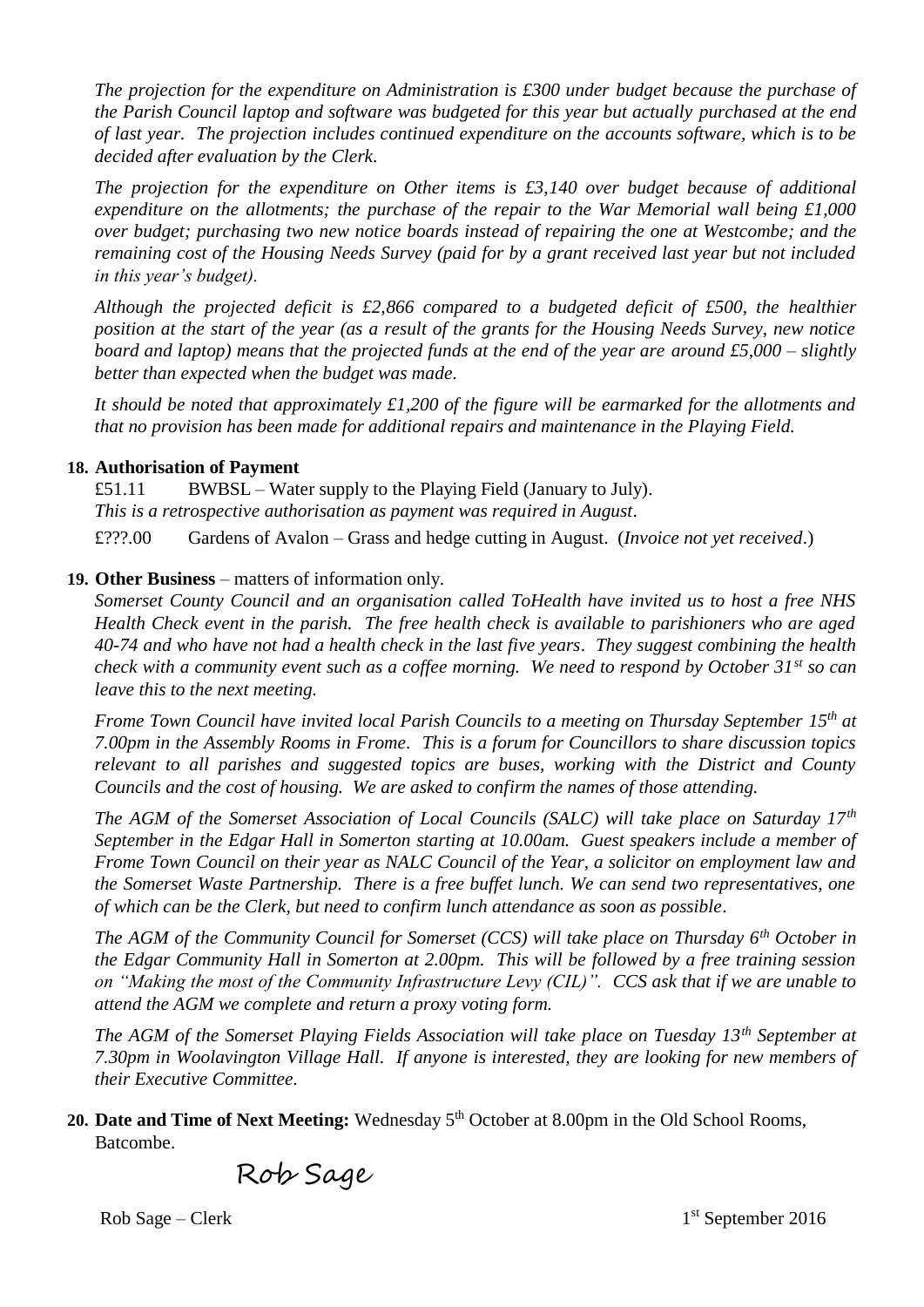*The projection for the expenditure on Administration is £300 under budget because the purchase of the Parish Council laptop and software was budgeted for this year but actually purchased at the end of last year. The projection includes continued expenditure on the accounts software, which is to be decided after evaluation by the Clerk.*

*The projection for the expenditure on Other items is £3,140 over budget because of additional expenditure on the allotments; the purchase of the repair to the War Memorial wall being £1,000 over budget; purchasing two new notice boards instead of repairing the one at Westcombe; and the remaining cost of the Housing Needs Survey (paid for by a grant received last year but not included in this year's budget).*

*Although the projected deficit is £2,866 compared to a budgeted deficit of £500, the healthier position at the start of the year (as a result of the grants for the Housing Needs Survey, new notice board and laptop) means that the projected funds at the end of the year are around £5,000 – slightly better than expected when the budget was made.*

*It should be noted that approximately £1,200 of the figure will be earmarked for the allotments and that no provision has been made for additional repairs and maintenance in the Playing Field.*

**18. Authorisation of Payment**

£51.11 BWBSL – Water supply to the Playing Field (January to July).
*This is a retrospective authorisation as payment was required in August.*

£???.00 Gardens of Avalon – Grass and hedge cutting in August. (*Invoice not yet received*.)

**19. Other Business** – matters of information only.

*Somerset County Council and an organisation called ToHealth have invited us to host a free NHS Health Check event in the parish. The free health check is available to parishioners who are aged 40-74 and who have not had a health check in the last five years. They suggest combining the health check with a community event such as a coffee morning. We need to respond by October 31st so can leave this to the next meeting.*

*Frome Town Council have invited local Parish Councils to a meeting on Thursday September 15th at 7.00pm in the Assembly Rooms in Frome. This is a forum for Councillors to share discussion topics relevant to all parishes and suggested topics are buses, working with the District and County Councils and the cost of housing. We are asked to confirm the names of those attending.*

*The AGM of the Somerset Association of Local Councils (SALC) will take place on Saturday 17th September in the Edgar Hall in Somerton starting at 10.00am. Guest speakers include a member of Frome Town Council on their year as NALC Council of the Year, a solicitor on employment law and the Somerset Waste Partnership. There is a free buffet lunch. We can send two representatives, one of which can be the Clerk, but need to confirm lunch attendance as soon as possible.*

*The AGM of the Community Council for Somerset (CCS) will take place on Thursday 6th October in the Edgar Community Hall in Somerton at 2.00pm. This will be followed by a free training session on "Making the most of the Community Infrastructure Levy (CIL)". CCS ask that if we are unable to attend the AGM we complete and return a proxy voting form.*

*The AGM of the Somerset Playing Fields Association will take place on Tuesday 13th September at 7.30pm in Woolavington Village Hall. If anyone is interested, they are looking for new members of their Executive Committee.*

**20. Date and Time of Next Meeting:** Wednesday 5th October at 8.00pm in the Old School Rooms, Batcombe.

Rob Sage

Rob Sage – Clerk 1st September 2016